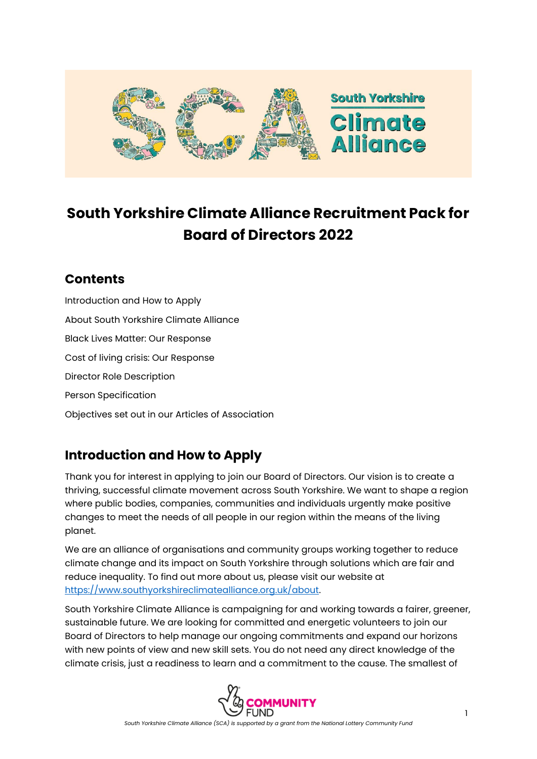# South Yorkshire Climate Alliance Recruitment Pack for Board of Directors 2022

## Contents

Introduction and How to Apply

About South Yorkshire Climate Alliance

Black Lives Matter: Our Response

Cost of living crisis: Our Response

Director Role Description

Person Specification

Objectives set out in our Articles of Association

## Introduction and How to Apply

Thank you for interest in applying to join our Board of Directors. Our vision is to create a thriving, successful climate movement across South Yorkshire. We want to shape a region where public bodies, companies, communities and individuals urgently make positive changes to meet the needs of all people in our region within the means of the living planet.

We are an alliance of organisations and community groups working together to reduce climate change and its impact on South Yorkshire through solutions which are fair and reduce inequality. To find out more about us, please visit our website at [https://www.southyorkshireclimatealliance.org.uk/about](https://www.southyorkshireclimatealliance.org.uk/about).

South Yorkshire Climate Alliance is campaigning for and working towards a fairer, greener, sustainable future. We are looking for committed and energetic volunteers to join our Board of Directors to help manage our ongoing commitments and expand our horizons with new points of view and new skill sets. You do not need any direct knowledge of the climate crisis, just a readiness to learn and a commitment to the cause. The smallest of

*South Yorkshire Climate Alliance (SCA) is supported by a grant from the National Lottery Community Fund*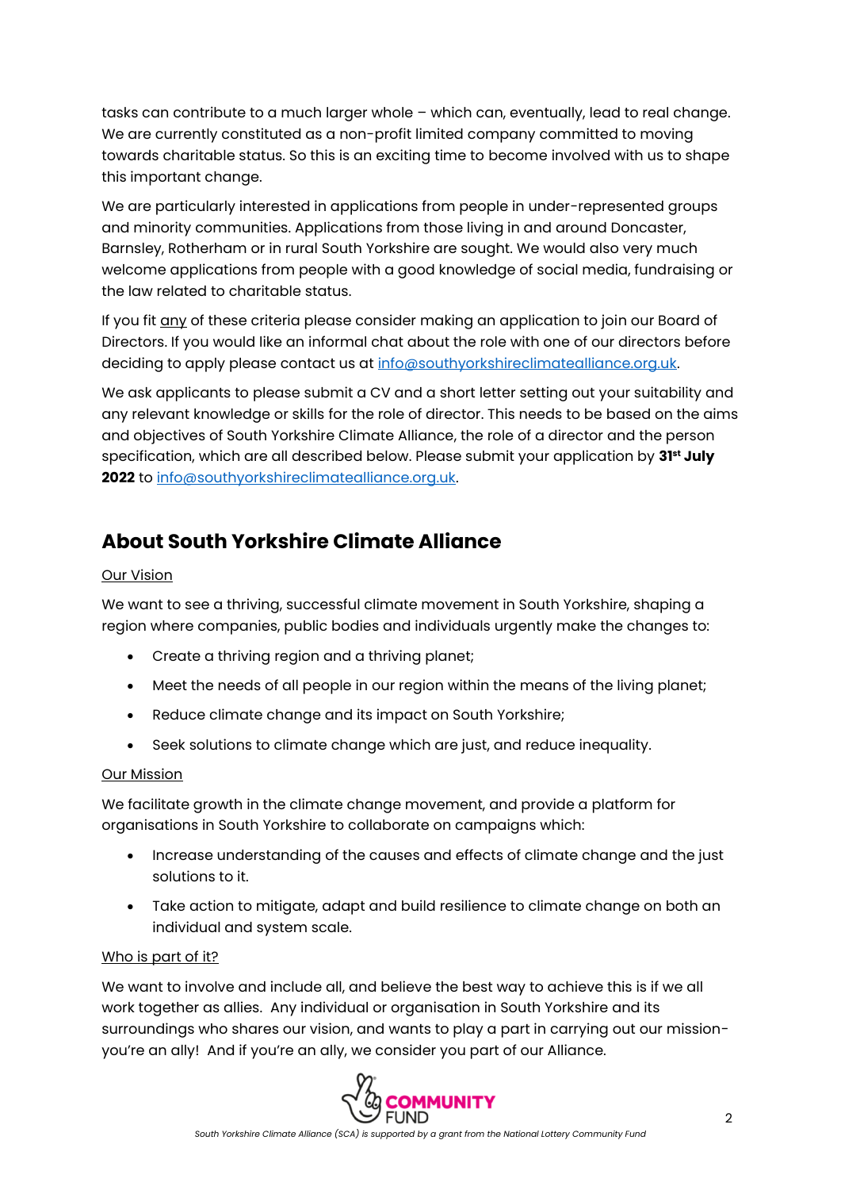tasks can contribute to a much larger whole – which can, eventually, lead to real change. We are currently constituted as a non-profit limited company committed to moving towards charitable status. So this is an exciting time to become involved with us to shape this important change.

We are particularly interested in applications from people in under-represented groups and minority communities. Applications from those living in and around Doncaster, Barnsley, Rotherham or in rural South Yorkshire are sought. We would also very much welcome applications from people with a good knowledge of social media, fundraising or the law related to charitable status.

If you fit any of these criteria please consider making an application to join our Board of Directors. If you would like an informal chat about the role with one of our directors before deciding to apply please contact us at info@southyorkshireclimatealliance.org.uk.

We ask applicants to please submit a CV and a short letter setting out your suitability and any relevant knowledge or skills for the role of director. This needs to be based on the aims and objectives of South Yorkshire Climate Alliance, the role of a director and the person specification, which are all described below. Please submit your application by **31st July 2022** to info@southyorkshireclimatealliance.org.uk.

## About South Yorkshire Climate Alliance

Our Vision

We want to see a thriving, successful climate movement in South Yorkshire, shaping a region where companies, public bodies and individuals urgently make the changes to:

- Create a thriving region and a thriving planet;
- Meet the needs of all people in our region within the means of the living planet;
- Reduce climate change and its impact on South Yorkshire;
- Seek solutions to climate change which are just, and reduce inequality.

Our Mission

We facilitate growth in the climate change movement, and provide a platform for organisations in South Yorkshire to collaborate on campaigns which:

- Increase understanding of the causes and effects of climate change and the just solutions to it.
- Take action to mitigate, adapt and build resilience to climate change on both an individual and system scale.

Who is part of it?

We want to involve and include all, and believe the best way to achieve this is if we all work together as allies. Any individual or organisation in South Yorkshire and its surroundings who shares our vision, and wants to play a part in carrying out our mission- you're an ally! And if you're an ally, we consider you part of our Alliance.

*South Yorkshire Climate Alliance (SCA) is supported by a grant from the National Lottery Community Fund*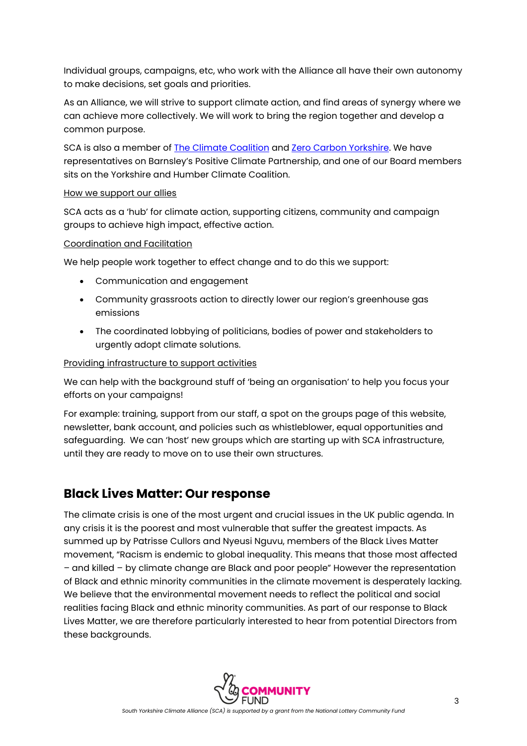Individual groups, campaigns, etc, who work with the Alliance all have their own autonomy to make decisions, set goals and priorities.

As an Alliance, we will strive to support climate action, and find areas of synergy where we can achieve more collectively. We will work to bring the region together and develop a common purpose.

SCA is also a member of [The Climate Coalition]() and [Zero Carbon Yorkshire](). We have representatives on Barnsley's Positive Climate Partnership, and one of our Board members sits on the Yorkshire and Humber Climate Coalition.

How we support our allies

SCA acts as a 'hub' for climate action, supporting citizens, community and campaign groups to achieve high impact, effective action.

Coordination and Facilitation

We help people work together to effect change and to do this we support:

- Communication and engagement
- Community grassroots action to directly lower our region's greenhouse gas emissions
- The coordinated lobbying of politicians, bodies of power and stakeholders to urgently adopt climate solutions.

Providing infrastructure to support activities

We can help with the background stuff of 'being an organisation' to help you focus your efforts on your campaigns!

For example: training, support from our staff, a spot on the groups page of this website, newsletter, bank account, and policies such as whistleblower, equal opportunities and safeguarding. We can 'host' new groups which are starting up with SCA infrastructure, until they are ready to move on to use their own structures.

## Black Lives Matter: Our response

The climate crisis is one of the most urgent and crucial issues in the UK public agenda. In any crisis it is the poorest and most vulnerable that suffer the greatest impacts. As summed up by Patrisse Cullors and Nyeusi Nguvu, members of the Black Lives Matter movement, "Racism is endemic to global inequality. This means that those most affected – and killed – by climate change are Black and poor people" However the representation of Black and ethnic minority communities in the climate movement is desperately lacking. We believe that the environmental movement needs to reflect the political and social realities facing Black and ethnic minority communities. As part of our response to Black Lives Matter, we are therefore particularly interested to hear from potential Directors from these backgrounds.

*South Yorkshire Climate Alliance (SCA) is supported by a grant from the National Lottery Community Fund*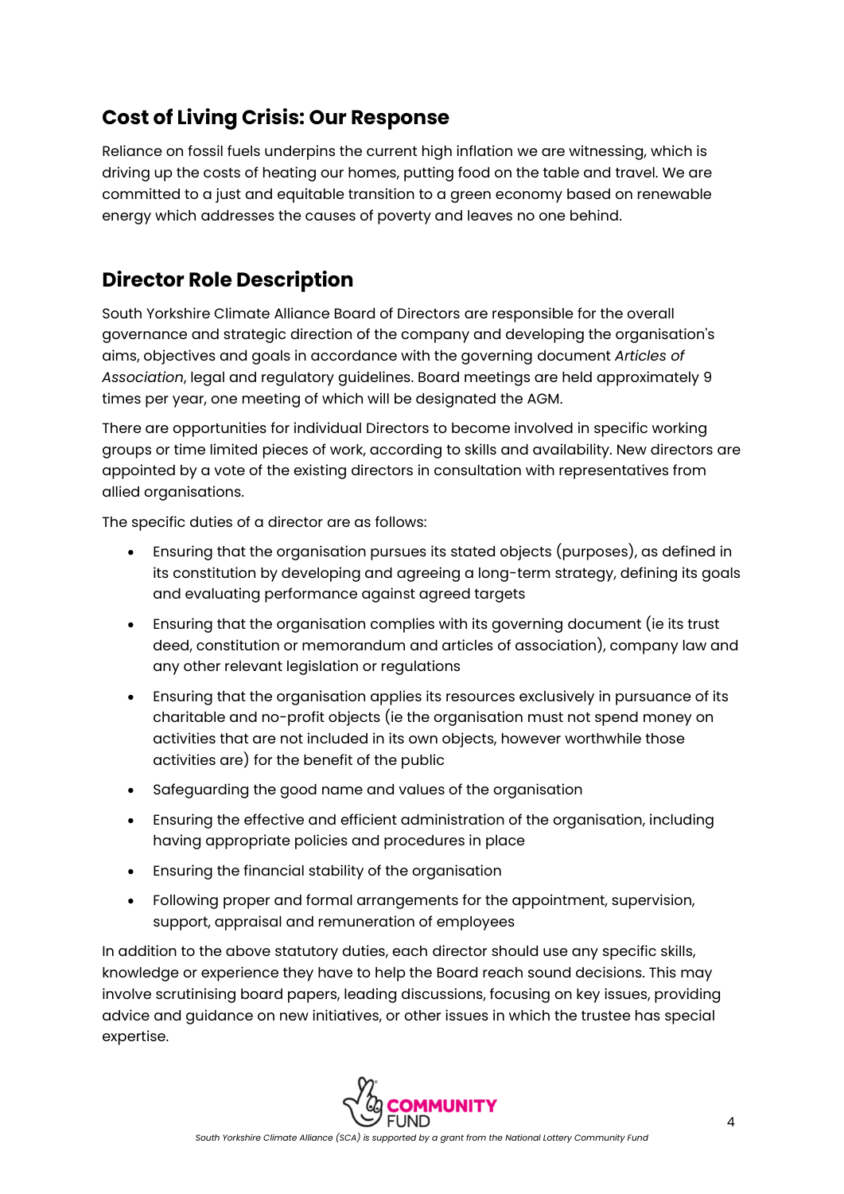## Cost of Living Crisis: Our Response

Reliance on fossil fuels underpins the current high inflation we are witnessing, which is driving up the costs of heating our homes, putting food on the table and travel. We are committed to a just and equitable transition to a green economy based on renewable energy which addresses the causes of poverty and leaves no one behind.

## Director Role Description

South Yorkshire Climate Alliance Board of Directors are responsible for the overall governance and strategic direction of the company and developing the organisation's aims, objectives and goals in accordance with the governing document *Articles of Association*, legal and regulatory guidelines. Board meetings are held approximately 9 times per year, one meeting of which will be designated the AGM.

There are opportunities for individual Directors to become involved in specific working groups or time limited pieces of work, according to skills and availability. New directors are appointed by a vote of the existing directors in consultation with representatives from allied organisations.

The specific duties of a director are as follows:

- Ensuring that the organisation pursues its stated objects (purposes), as defined in its constitution by developing and agreeing a long-term strategy, defining its goals and evaluating performance against agreed targets
- Ensuring that the organisation complies with its governing document (ie its trust deed, constitution or memorandum and articles of association), company law and any other relevant legislation or regulations
- Ensuring that the organisation applies its resources exclusively in pursuance of its charitable and no-profit objects (ie the organisation must not spend money on activities that are not included in its own objects, however worthwhile those activities are) for the benefit of the public
- Safeguarding the good name and values of the organisation
- Ensuring the effective and efficient administration of the organisation, including having appropriate policies and procedures in place
- Ensuring the financial stability of the organisation
- Following proper and formal arrangements for the appointment, supervision, support, appraisal and remuneration of employees

In addition to the above statutory duties, each director should use any specific skills, knowledge or experience they have to help the Board reach sound decisions. This may involve scrutinising board papers, leading discussions, focusing on key issues, providing advice and guidance on new initiatives, or other issues in which the trustee has special expertise.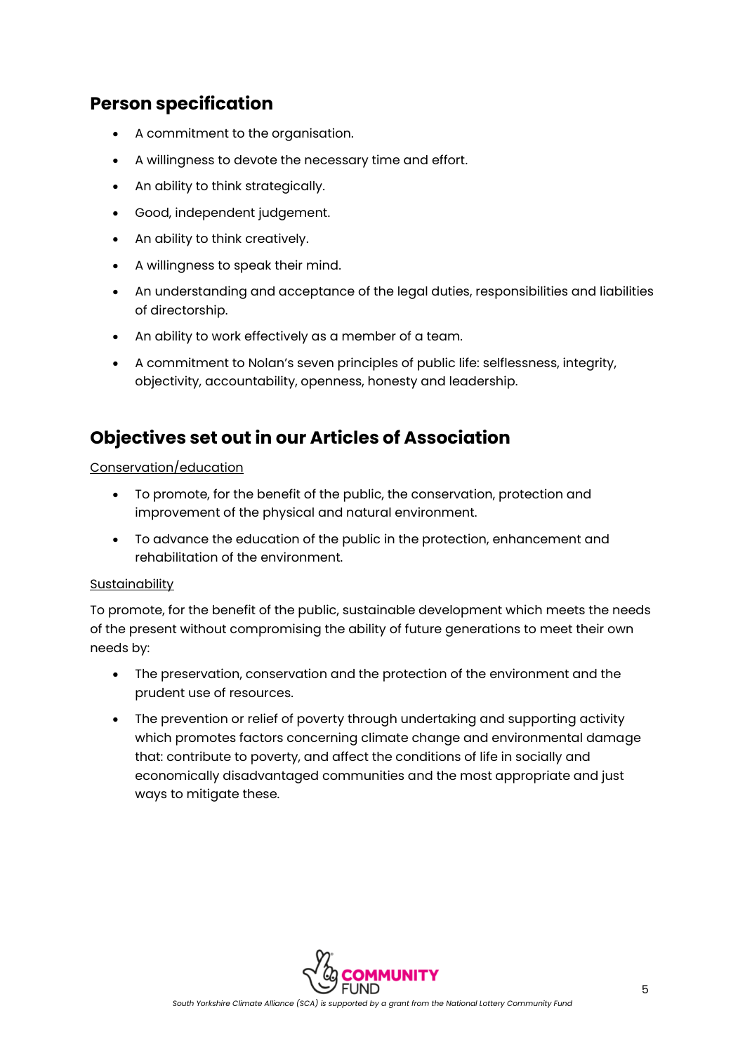## Person specification

- A commitment to the organisation.
- A willingness to devote the necessary time and effort.
- An ability to think strategically.
- Good, independent judgement.
- An ability to think creatively.
- A willingness to speak their mind.
- An understanding and acceptance of the legal duties, responsibilities and liabilities of directorship.
- An ability to work effectively as a member of a team.
- A commitment to Nolan's seven principles of public life: selflessness, integrity, objectivity, accountability, openness, honesty and leadership.

## Objectives set out in our Articles of Association

Conservation/education

- To promote, for the benefit of the public, the conservation, protection and improvement of the physical and natural environment.
- To advance the education of the public in the protection, enhancement and rehabilitation of the environment.

Sustainability

To promote, for the benefit of the public, sustainable development which meets the needs of the present without compromising the ability of future generations to meet their own needs by:

- The preservation, conservation and the protection of the environment and the prudent use of resources.
- The prevention or relief of poverty through undertaking and supporting activity which promotes factors concerning climate change and environmental damage that: contribute to poverty, and affect the conditions of life in socially and economically disadvantaged communities and the most appropriate and just ways to mitigate these.